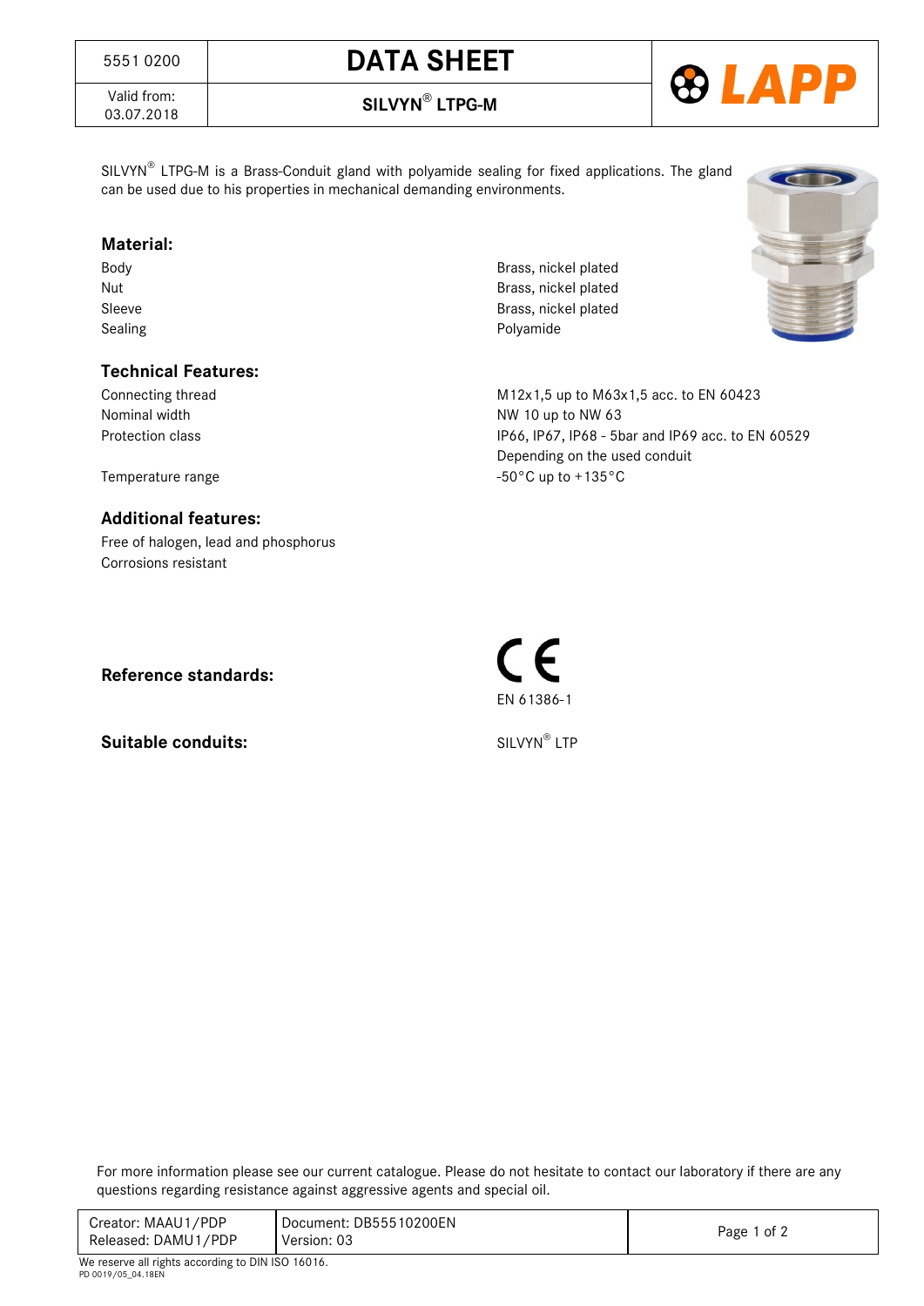| 5551 0200 | DATA SHEET |
|---|---|
| Valid from: 03.07.2018 | SILVYN® LTPG-M |

SILVYN® LTPG-M is a Brass-Conduit gland with polyamide sealing for fixed applications. The gland can be used due to his properties in mechanical demanding environments.

## Material:

| | |
|---|---|
| Body | Brass, nickel plated |
| Nut | Brass, nickel plated |
| Sleeve | Brass, nickel plated |
| Sealing | Polyamide |

## Technical Features:

| | |
|---|---|
| Connecting thread | M12x1,5 up to M63x1,5 acc. to EN 60423 |
| Nominal width | NW 10 up to NW 63 |
| Protection class | IP66, IP67, IP68 - 5bar and IP69 acc. to EN 60529<br>Depending on the used conduit |
| Temperature range | -50°C up to +135°C |

## Additional features:

Free of halogen, lead and phosphorus
Corrosions resistant

**Reference standards:** CE
EN 61386-1

**Suitable conduits:** SILVYN® LTP

For more information please see our current catalogue. Please do not hesitate to contact our laboratory if there are any questions regarding resistance against aggressive agents and special oil.

| | |
|---|---|
| Creator: MAAU1/PDP<br>Released: DAMU1/PDP | Document: DB55510200EN<br>Version: 03 |

We reserve all rights according to DIN ISO 16016.
PD 0019/05_04.18EN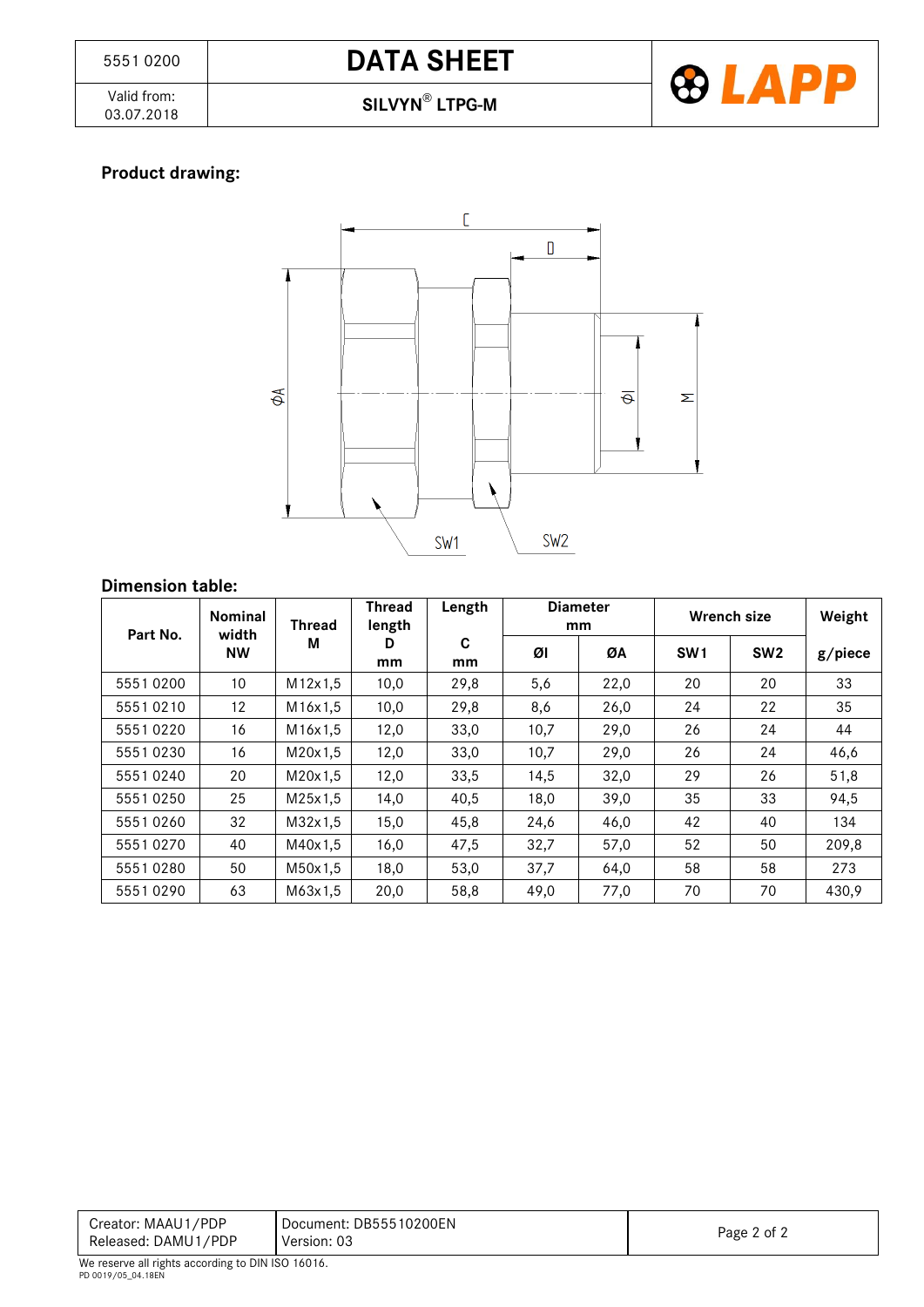**DATA SHEET**

**SILVYN® LTPG-M**

5551 0200

Valid from: 03.07.2018

## Product drawing:

C

D

ØA

ØI

M

SW1

SW2

## Dimension table:

| Part No. | Nominal width NW | Thread M | Thread length D mm | Length C mm | Diameter mm ØI | ØA | Wrench size SW1 | SW2 | Weight g/piece |
|---|---|---|---|---|---|---|---|---|---|
| 5551 0200 | 10 | M12x1,5 | 10,0 | 29,8 | 5,6 | 22,0 | 20 | 20 | 33 |
| 5551 0210 | 12 | M16x1,5 | 10,0 | 29,8 | 8,6 | 26,0 | 24 | 22 | 35 |
| 5551 0220 | 16 | M16x1,5 | 12,0 | 33,0 | 10,7 | 29,0 | 26 | 24 | 44 |
| 5551 0230 | 16 | M20x1,5 | 12,0 | 33,0 | 10,7 | 29,0 | 26 | 24 | 46,6 |
| 5551 0240 | 20 | M20x1,5 | 12,0 | 33,5 | 14,5 | 32,0 | 29 | 26 | 51,8 |
| 5551 0250 | 25 | M25x1,5 | 14,0 | 40,5 | 18,0 | 39,0 | 35 | 33 | 94,5 |
| 5551 0260 | 32 | M32x1,5 | 15,0 | 45,8 | 24,6 | 46,0 | 42 | 40 | 134 |
| 5551 0270 | 40 | M40x1,5 | 16,0 | 47,5 | 32,7 | 57,0 | 52 | 50 | 209,8 |
| 5551 0280 | 50 | M50x1,5 | 18,0 | 53,0 | 37,7 | 64,0 | 58 | 58 | 273 |
| 5551 0290 | 63 | M63x1,5 | 20,0 | 58,8 | 49,0 | 77,0 | 70 | 70 | 430,9 |

Creator: MAAU1/PDP
Released: DAMU1/PDP

Document: DB55510200EN
Version: 03

We reserve all rights according to DIN ISO 16016.
PD 0019/05_04.18EN